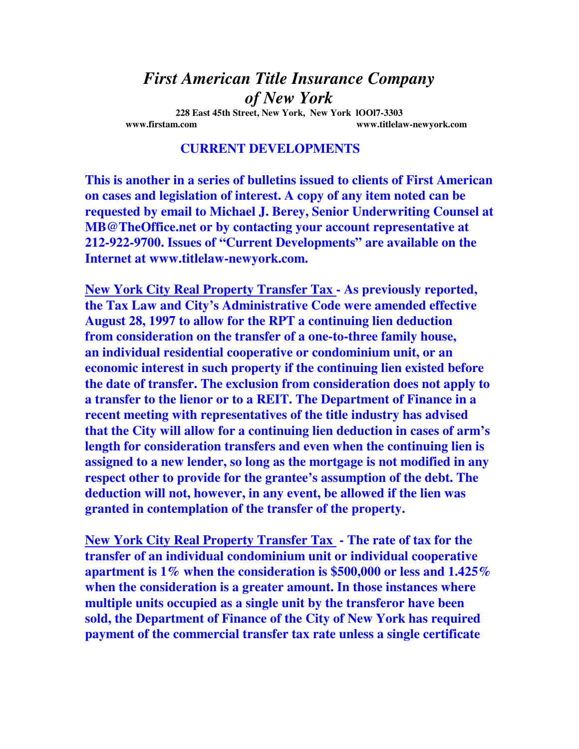# *First American Title Insurance Company of New York*

**228 East 45th Street, New York, New York lOOl7-3303**

**www.firstam.com** **www.titlelaw-newyork.com**

## CURRENT DEVELOPMENTS

**This is another in a series of bulletins issued to clients of First American on cases and legislation of interest. A copy of any item noted can be requested by email to Michael J. Berey, Senior Underwriting Counsel at MB@TheOffice.net or by contacting your account representative at 212-922-9700. Issues of "Current Developments" are available on the Internet at www.titlelaw-newyork.com.**

**<u>New York City Real Property Transfer Tax</u> - As previously reported, the Tax Law and City's Administrative Code were amended effective August 28, 1997 to allow for the RPT a continuing lien deduction from consideration on the transfer of a one-to-three family house, an individual residential cooperative or condominium unit, or an economic interest in such property if the continuing lien existed before the date of transfer. The exclusion from consideration does not apply to a transfer to the lienor or to a REIT. The Department of Finance in a recent meeting with representatives of the title industry has advised that the City will allow for a continuing lien deduction in cases of arm's length for consideration transfers and even when the continuing lien is assigned to a new lender, so long as the mortgage is not modified in any respect other to provide for the grantee's assumption of the debt. The deduction will not, however, in any event, be allowed if the lien was granted in contemplation of the transfer of the property.**

**<u>New York City Real Property Transfer Tax</u> - The rate of tax for the transfer of an individual condominium unit or individual cooperative apartment is 1% when the consideration is $500,000 or less and 1.425% when the consideration is a greater amount. In those instances where multiple units occupied as a single unit by the transferor have been sold, the Department of Finance of the City of New York has required payment of the commercial transfer tax rate unless a single certificate**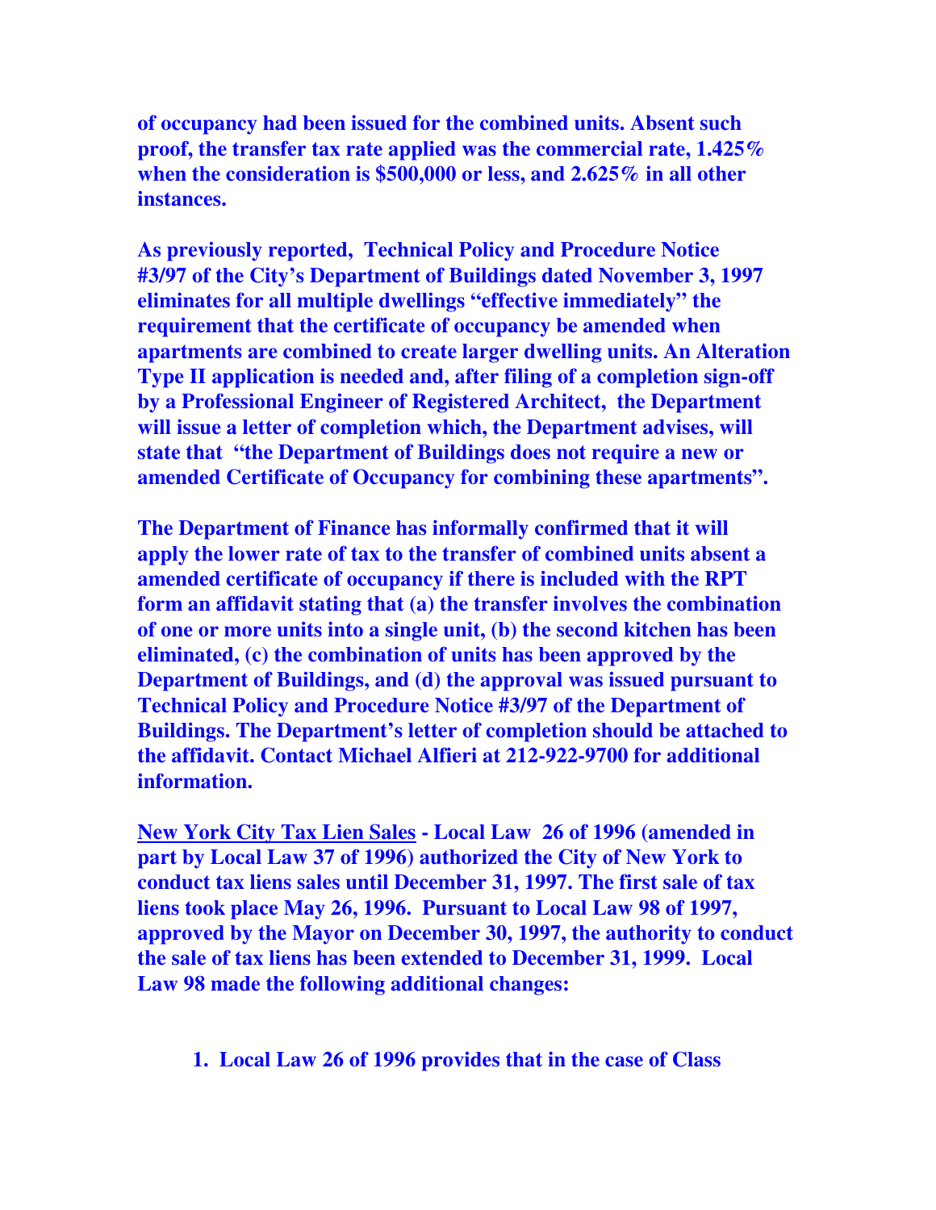**of occupancy had been issued for the combined units. Absent such proof, the transfer tax rate applied was the commercial rate, 1.425% when the consideration is $500,000 or less, and 2.625% in all other instances.**

**As previously reported, Technical Policy and Procedure Notice #3/97 of the City's Department of Buildings dated November 3, 1997 eliminates for all multiple dwellings "effective immediately" the requirement that the certificate of occupancy be amended when apartments are combined to create larger dwelling units. An Alteration Type II application is needed and, after filing of a completion sign-off by a Professional Engineer of Registered Architect, the Department will issue a letter of completion which, the Department advises, will state that "the Department of Buildings does not require a new or amended Certificate of Occupancy for combining these apartments".**

**The Department of Finance has informally confirmed that it will apply the lower rate of tax to the transfer of combined units absent a amended certificate of occupancy if there is included with the RPT form an affidavit stating that (a) the transfer involves the combination of one or more units into a single unit, (b) the second kitchen has been eliminated, (c) the combination of units has been approved by the Department of Buildings, and (d) the approval was issued pursuant to Technical Policy and Procedure Notice #3/97 of the Department of Buildings. The Department's letter of completion should be attached to the affidavit. Contact Michael Alfieri at 212-922-9700 for additional information.**

**<u>New York City Tax Lien Sales</u> - Local Law 26 of 1996 (amended in part by Local Law 37 of 1996) authorized the City of New York to conduct tax liens sales until December 31, 1997. The first sale of tax liens took place May 26, 1996. Pursuant to Local Law 98 of 1997, approved by the Mayor on December 30, 1997, the authority to conduct the sale of tax liens has been extended to December 31, 1999. Local Law 98 made the following additional changes:**

1. **Local Law 26 of 1996 provides that in the case of Class**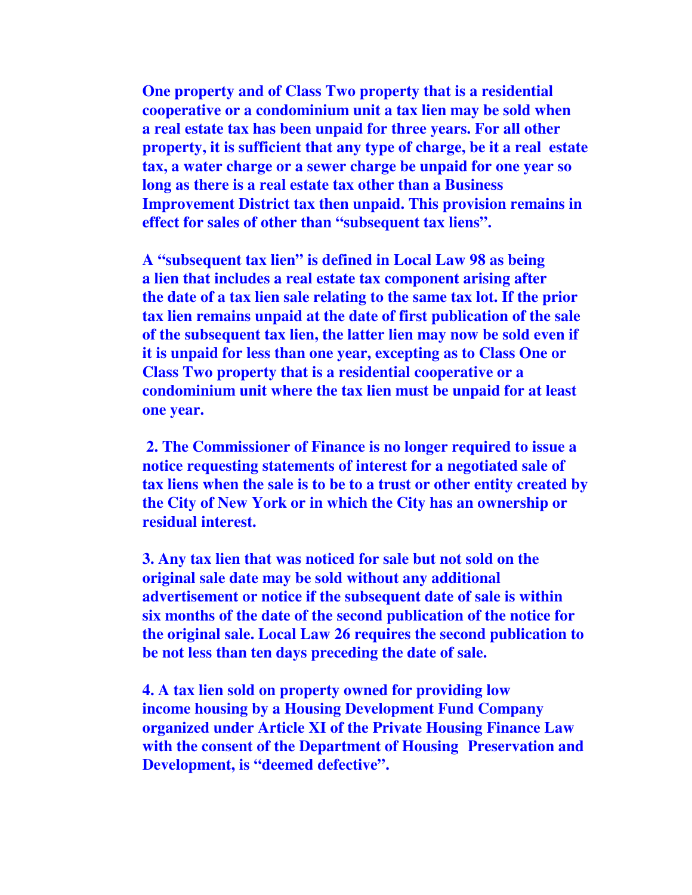**One property and of Class Two property that is a residential cooperative or a condominium unit a tax lien may be sold when a real estate tax has been unpaid for three years. For all other property, it is sufficient that any type of charge, be it a real estate tax, a water charge or a sewer charge be unpaid for one year so long as there is a real estate tax other than a Business Improvement District tax then unpaid. This provision remains in effect for sales of other than "subsequent tax liens".**

**A "subsequent tax lien" is defined in Local Law 98 as being a lien that includes a real estate tax component arising after the date of a tax lien sale relating to the same tax lot. If the prior tax lien remains unpaid at the date of first publication of the sale of the subsequent tax lien, the latter lien may now be sold even if it is unpaid for less than one year, excepting as to Class One or Class Two property that is a residential cooperative or a condominium unit where the tax lien must be unpaid for at least one year.**

**2. The Commissioner of Finance is no longer required to issue a notice requesting statements of interest for a negotiated sale of tax liens when the sale is to be to a trust or other entity created by the City of New York or in which the City has an ownership or residual interest.**

**3. Any tax lien that was noticed for sale but not sold on the original sale date may be sold without any additional advertisement or notice if the subsequent date of sale is within six months of the date of the second publication of the notice for the original sale. Local Law 26 requires the second publication to be not less than ten days preceding the date of sale.**

**4. A tax lien sold on property owned for providing low income housing by a Housing Development Fund Company organized under Article XI of the Private Housing Finance Law with the consent of the Department of Housing Preservation and Development, is "deemed defective".**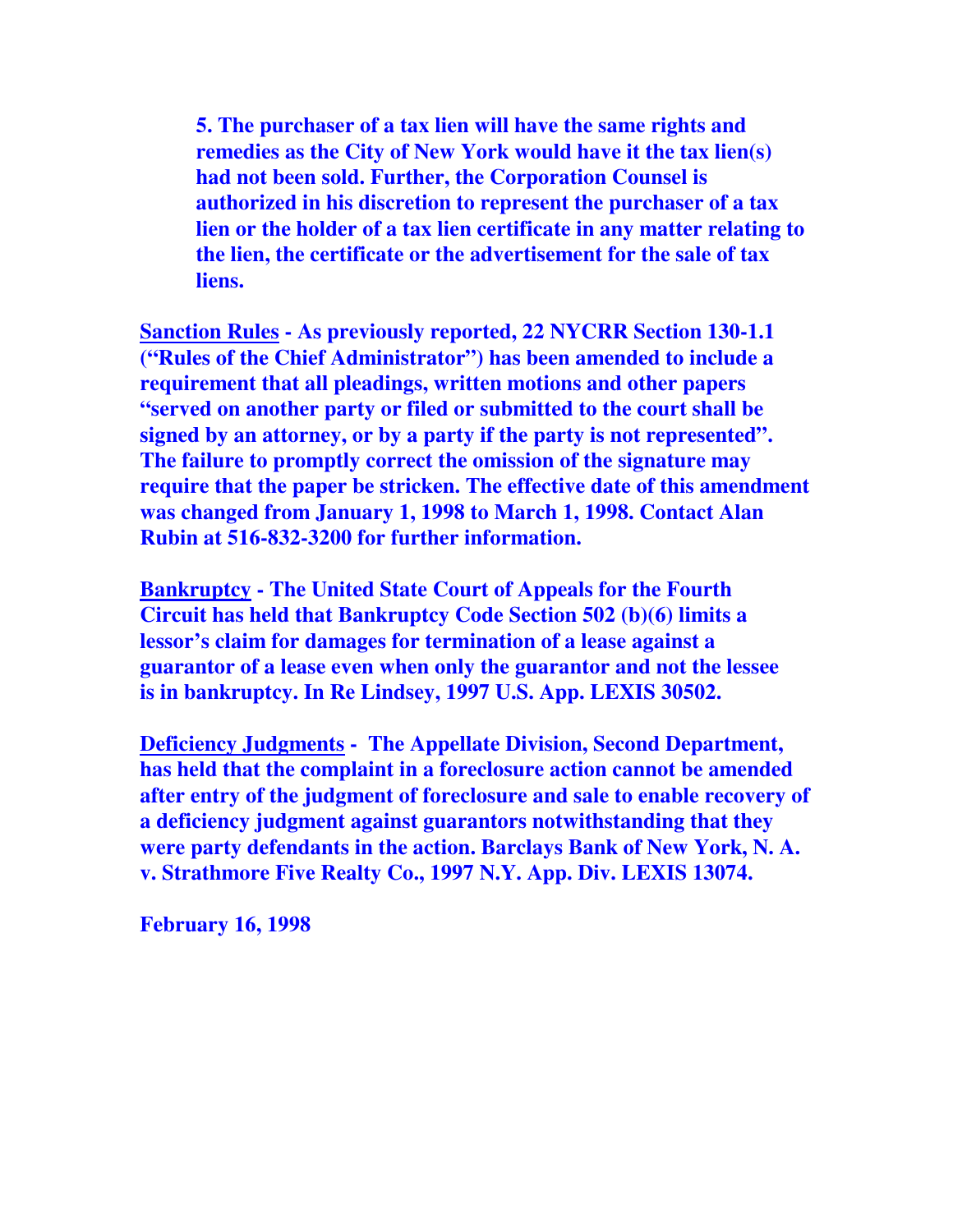**5. The purchaser of a tax lien will have the same rights and remedies as the City of New York would have it the tax lien(s) had not been sold. Further, the Corporation Counsel is authorized in his discretion to represent the purchaser of a tax lien or the holder of a tax lien certificate in any matter relating to the lien, the certificate or the advertisement for the sale of tax liens.**

**<u>Sanction Rules</u> - As previously reported, 22 NYCRR Section 130-1.1 ("Rules of the Chief Administrator") has been amended to include a requirement that all pleadings, written motions and other papers "served on another party or filed or submitted to the court shall be signed by an attorney, or by a party if the party is not represented". The failure to promptly correct the omission of the signature may require that the paper be stricken. The effective date of this amendment was changed from January 1, 1998 to March 1, 1998. Contact Alan Rubin at 516-832-3200 for further information.**

**<u>Bankruptcy</u> - The United State Court of Appeals for the Fourth Circuit has held that Bankruptcy Code Section 502 (b)(6) limits a lessor's claim for damages for termination of a lease against a guarantor of a lease even when only the guarantor and not the lessee is in bankruptcy. In Re Lindsey, 1997 U.S. App. LEXIS 30502.**

**<u>Deficiency Judgments</u> - The Appellate Division, Second Department, has held that the complaint in a foreclosure action cannot be amended after entry of the judgment of foreclosure and sale to enable recovery of a deficiency judgment against guarantors notwithstanding that they were party defendants in the action. Barclays Bank of New York, N. A. v. Strathmore Five Realty Co., 1997 N.Y. App. Div. LEXIS 13074.**

**February 16, 1998**